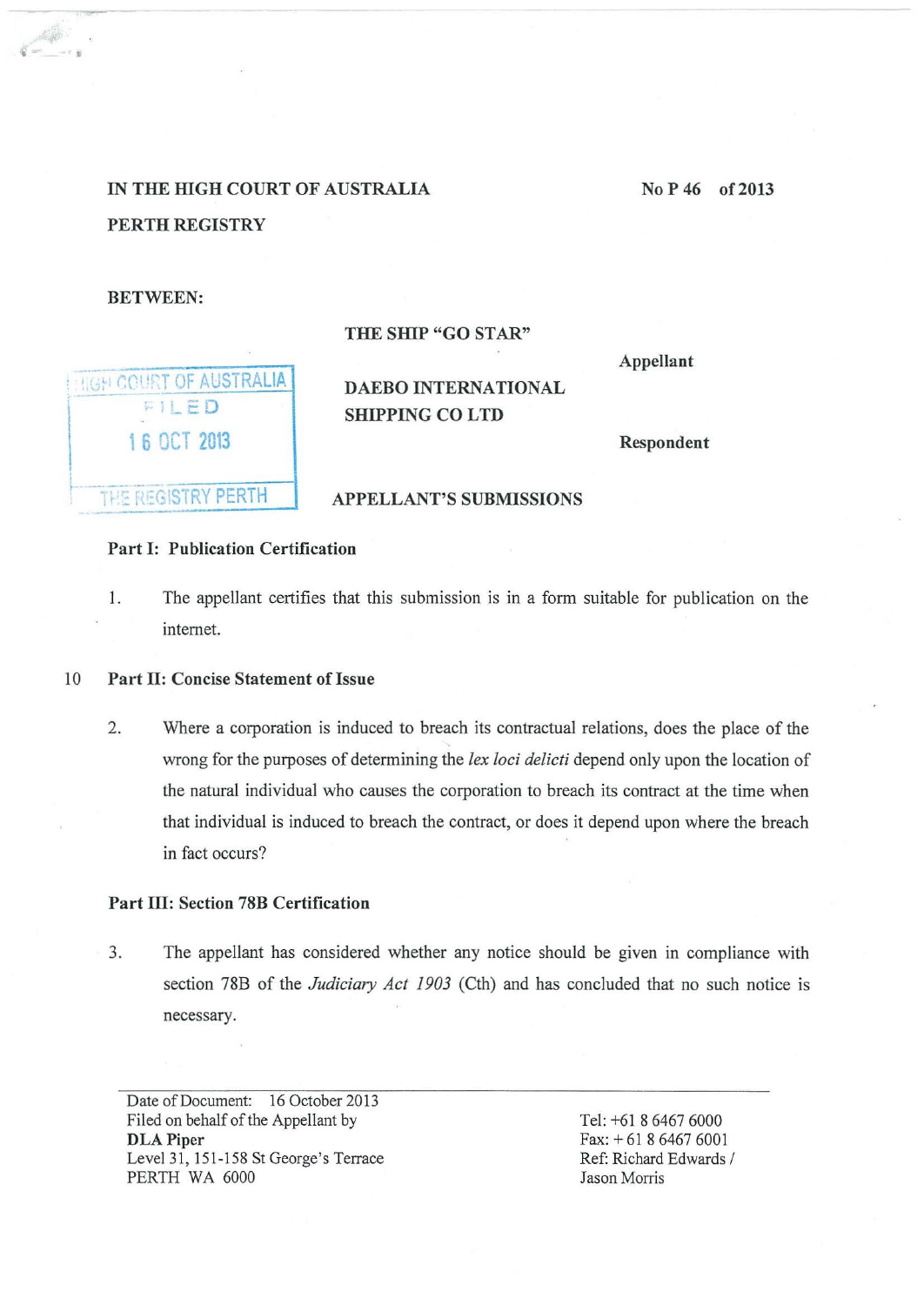IN THE HIGH COURT OF AUSTRALIA

PERTH REGISTRY

No P 46 of 2013

BETWEEN:

HIGH COURT OF AUSTRALIA
FILED
16 OCT 2013
THE REGISTRY PERTH

THE SHIP "GO STAR"

Appellant

DAEBO INTERNATIONAL SHIPPING CO LTD

Respondent

APPELLANT'S SUBMISSIONS

## Part I: Publication Certification

1. The appellant certifies that this submission is in a form suitable for publication on the internet.

## Part II: Concise Statement of Issue

2. Where a corporation is induced to breach its contractual relations, does the place of the wrong for the purposes of determining the *lex loci delicti* depend only upon the location of the natural individual who causes the corporation to breach its contract at the time when that individual is induced to breach the contract, or does it depend upon where the breach in fact occurs?

## Part III: Section 78B Certification

3. The appellant has considered whether any notice should be given in compliance with section 78B of the *Judiciary Act 1903* (Cth) and has concluded that no such notice is necessary.

Date of Document: 16 October 2013
Filed on behalf of the Appellant by
**DLA Piper**
Level 31, 151-158 St George's Terrace
PERTH WA 6000

Tel: +61 8 6467 6000
Fax: + 61 8 6467 6001
Ref: Richard Edwards / Jason Morris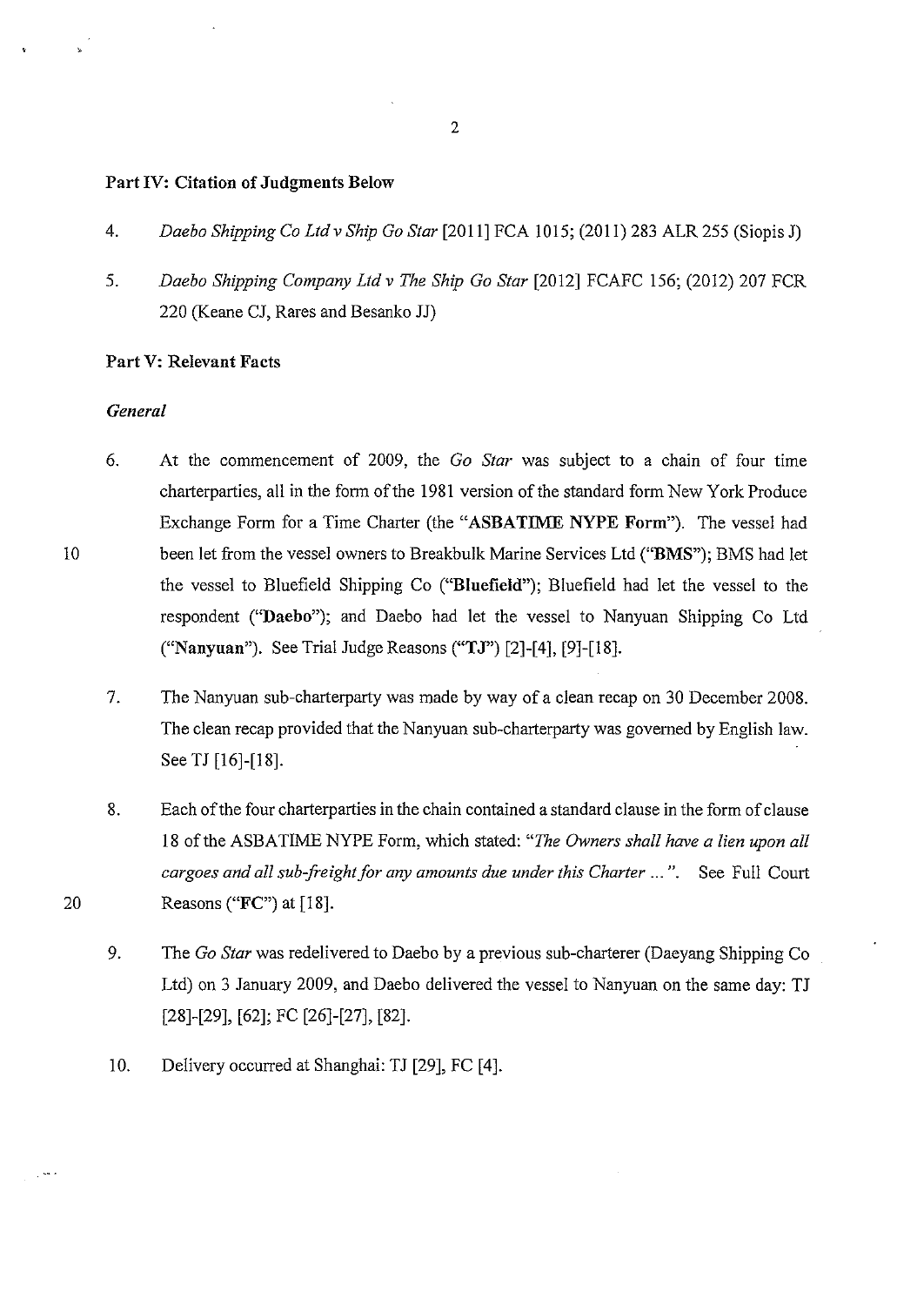## Part IV: Citation of Judgments Below

4. *Daebo Shipping Co Ltd v Ship Go Star* [2011] FCA 1015; (2011) 283 ALR 255 (Siopis J)

5. *Daebo Shipping Company Ltd v The Ship Go Star* [2012] FCAFC 156; (2012) 207 FCR 220 (Keane CJ, Rares and Besanko JJ)

## Part V: Relevant Facts

### *General*

6. At the commencement of 2009, the *Go Star* was subject to a chain of four time charterparties, all in the form of the 1981 version of the standard form New York Produce Exchange Form for a Time Charter (the "**ASBATIME NYPE Form**"). The vessel had been let from the vessel owners to Breakbulk Marine Services Ltd ("**BMS**"); BMS had let the vessel to Bluefield Shipping Co ("**Bluefield**"); Bluefield had let the vessel to the respondent ("**Daebo**"); and Daebo had let the vessel to Nanyuan Shipping Co Ltd ("**Nanyuan**"). See Trial Judge Reasons ("**TJ**") [2]-[4], [9]-[18].

7. The Nanyuan sub-charterparty was made by way of a clean recap on 30 December 2008. The clean recap provided that the Nanyuan sub-charterparty was governed by English law. See TJ [16]-[18].

8. Each of the four charterparties in the chain contained a standard clause in the form of clause 18 of the ASBATIME NYPE Form, which stated: "*The Owners shall have a lien upon all cargoes and all sub-freight for any amounts due under this Charter ...*". See Full Court Reasons ("**FC**") at [18].

9. The *Go Star* was redelivered to Daebo by a previous sub-charterer (Daeyang Shipping Co Ltd) on 3 January 2009, and Daebo delivered the vessel to Nanyuan on the same day: TJ [28]-[29], [62]; FC [26]-[27], [82].

10. Delivery occurred at Shanghai: TJ [29], FC [4].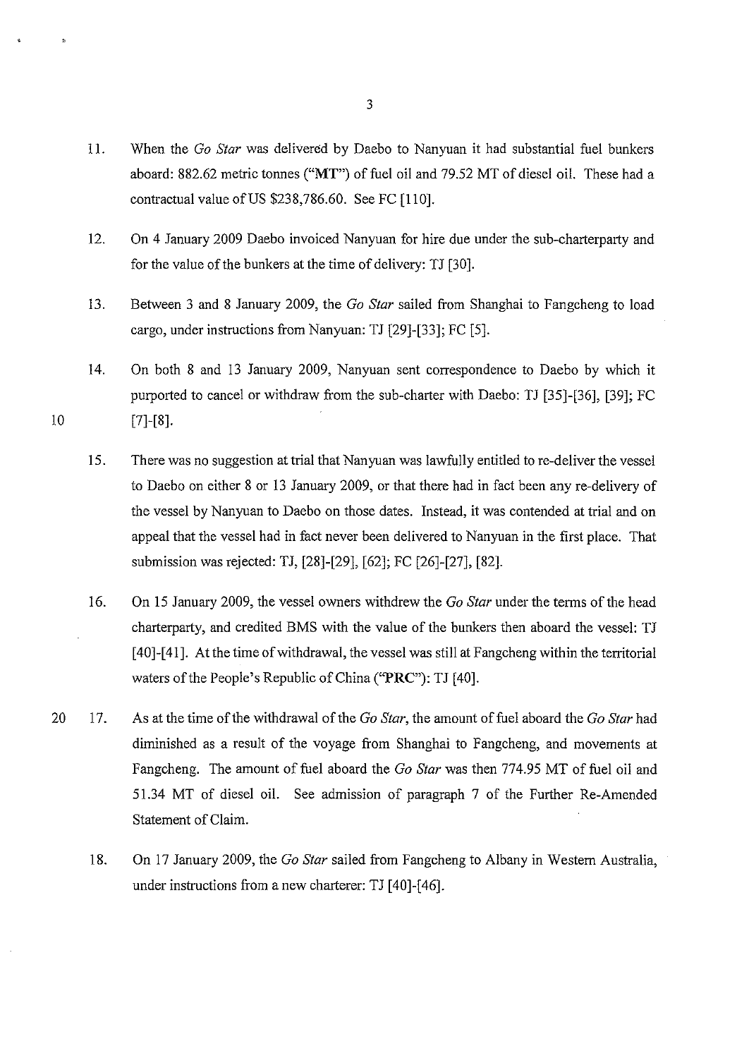11. When the *Go Star* was delivered by Daebo to Nanyuan it had substantial fuel bunkers aboard: 882.62 metric tonnes ("**MT**") of fuel oil and 79.52 MT of diesel oil. These had a contractual value of US $238,786.60. See FC [110].

12. On 4 January 2009 Daebo invoiced Nanyuan for hire due under the sub-charterparty and for the value of the bunkers at the time of delivery: TJ [30].

13. Between 3 and 8 January 2009, the *Go Star* sailed from Shanghai to Fangcheng to load cargo, under instructions from Nanyuan: TJ [29]-[33]; FC [5].

14. On both 8 and 13 January 2009, Nanyuan sent correspondence to Daebo by which it purported to cancel or withdraw from the sub-charter with Daebo: TJ [35]-[36], [39]; FC [7]-[8].

15. There was no suggestion at trial that Nanyuan was lawfully entitled to re-deliver the vessel to Daebo on either 8 or 13 January 2009, or that there had in fact been any re-delivery of the vessel by Nanyuan to Daebo on those dates. Instead, it was contended at trial and on appeal that the vessel had in fact never been delivered to Nanyuan in the first place. That submission was rejected: TJ, [28]-[29], [62]; FC [26]-[27], [82].

16. On 15 January 2009, the vessel owners withdrew the *Go Star* under the terms of the head charterparty, and credited BMS with the value of the bunkers then aboard the vessel: TJ [40]-[41]. At the time of withdrawal, the vessel was still at Fangcheng within the territorial waters of the People's Republic of China ("**PRC**"): TJ [40].

17. As at the time of the withdrawal of the *Go Star*, the amount of fuel aboard the *Go Star* had diminished as a result of the voyage from Shanghai to Fangcheng, and movements at Fangcheng. The amount of fuel aboard the *Go Star* was then 774.95 MT of fuel oil and 51.34 MT of diesel oil. See admission of paragraph 7 of the Further Re-Amended Statement of Claim.

18. On 17 January 2009, the *Go Star* sailed from Fangcheng to Albany in Western Australia, under instructions from a new charterer: TJ [40]-[46].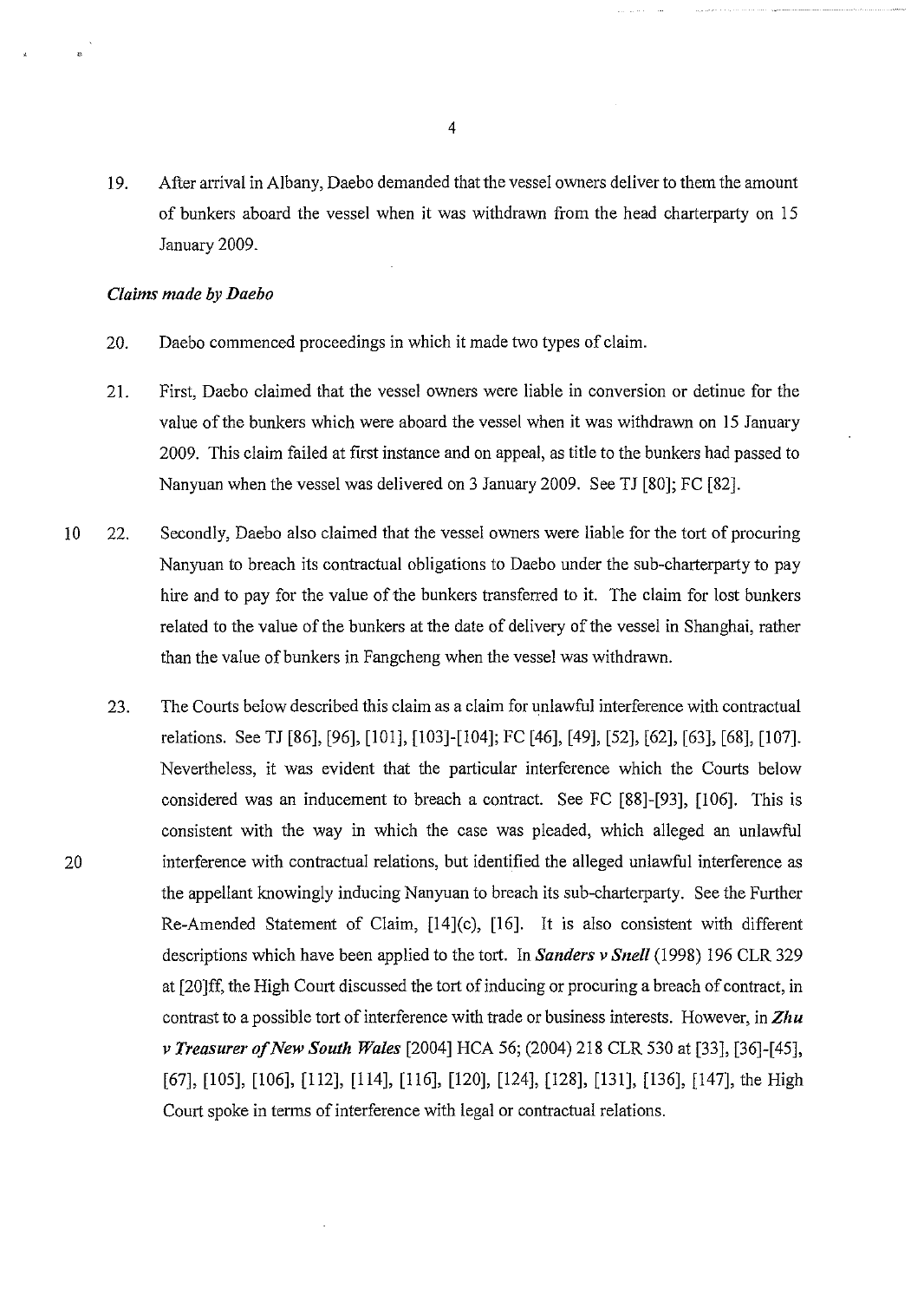19. After arrival in Albany, Daebo demanded that the vessel owners deliver to them the amount of bunkers aboard the vessel when it was withdrawn from the head charterparty on 15 January 2009.

*Claims made by Daebo*

20. Daebo commenced proceedings in which it made two types of claim.

21. First, Daebo claimed that the vessel owners were liable in conversion or detinue for the value of the bunkers which were aboard the vessel when it was withdrawn on 15 January 2009. This claim failed at first instance and on appeal, as title to the bunkers had passed to Nanyuan when the vessel was delivered on 3 January 2009. See TJ [80]; FC [82].

22. Secondly, Daebo also claimed that the vessel owners were liable for the tort of procuring Nanyuan to breach its contractual obligations to Daebo under the sub-charterparty to pay hire and to pay for the value of the bunkers transferred to it. The claim for lost bunkers related to the value of the bunkers at the date of delivery of the vessel in Shanghai, rather than the value of bunkers in Fangcheng when the vessel was withdrawn.

23. The Courts below described this claim as a claim for unlawful interference with contractual relations. See TJ [86], [96], [101], [103]-[104]; FC [46], [49], [52], [62], [63], [68], [107]. Nevertheless, it was evident that the particular interference which the Courts below considered was an inducement to breach a contract. See FC [88]-[93], [106]. This is consistent with the way in which the case was pleaded, which alleged an unlawful interference with contractual relations, but identified the alleged unlawful interference as the appellant knowingly inducing Nanyuan to breach its sub-charterparty. See the Further Re-Amended Statement of Claim, [14](c), [16]. It is also consistent with different descriptions which have been applied to the tort. In ***Sanders v Snell*** (1998) 196 CLR 329 at [20]ff, the High Court discussed the tort of inducing or procuring a breach of contract, in contrast to a possible tort of interference with trade or business interests. However, in ***Zhu v Treasurer of New South Wales*** [2004] HCA 56; (2004) 218 CLR 530 at [33], [36]-[45], [67], [105], [106], [112], [114], [116], [120], [124], [128], [131], [136], [147], the High Court spoke in terms of interference with legal or contractual relations.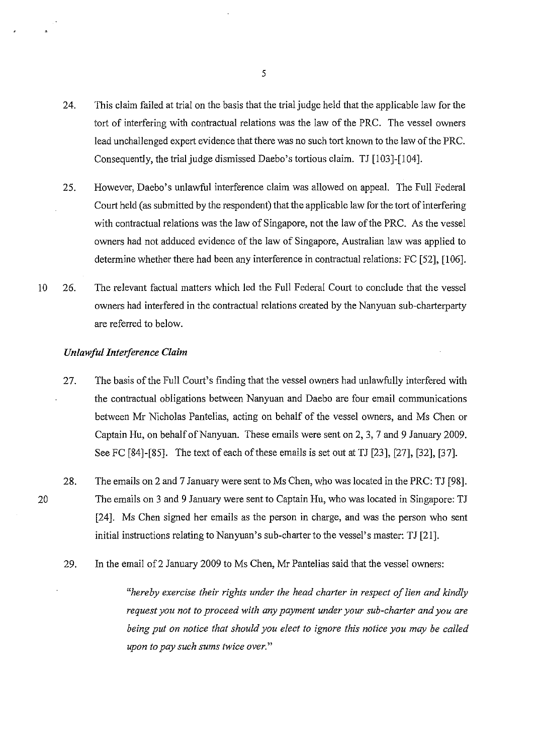24. This claim failed at trial on the basis that the trial judge held that the applicable law for the tort of interfering with contractual relations was the law of the PRC. The vessel owners lead unchallenged expert evidence that there was no such tort known to the law of the PRC. Consequently, the trial judge dismissed Daebo's tortious claim. TJ [103]-[104].

25. However, Daebo's unlawful interference claim was allowed on appeal. The Full Federal Court held (as submitted by the respondent) that the applicable law for the tort of interfering with contractual relations was the law of Singapore, not the law of the PRC. As the vessel owners had not adduced evidence of the law of Singapore, Australian law was applied to determine whether there had been any interference in contractual relations: FC [52], [106].

26. The relevant factual matters which led the Full Federal Court to conclude that the vessel owners had interfered in the contractual relations created by the Nanyuan sub-charterparty are referred to below.

### *Unlawful Interference Claim*

27. The basis of the Full Court's finding that the vessel owners had unlawfully interfered with the contractual obligations between Nanyuan and Daebo are four email communications between Mr Nicholas Pantelias, acting on behalf of the vessel owners, and Ms Chen or Captain Hu, on behalf of Nanyuan. These emails were sent on 2, 3, 7 and 9 January 2009. See FC [84]-[85]. The text of each of these emails is set out at TJ [23], [27], [32], [37].

28. The emails on 2 and 7 January were sent to Ms Chen, who was located in the PRC: TJ [98]. The emails on 3 and 9 January were sent to Captain Hu, who was located in Singapore: TJ [24]. Ms Chen signed her emails as the person in charge, and was the person who sent initial instructions relating to Nanyuan's sub-charter to the vessel's master: TJ [21].

29. In the email of 2 January 2009 to Ms Chen, Mr Pantelias said that the vessel owners:

> *"hereby exercise their rights under the head charter in respect of lien and kindly request you not to proceed with any payment under your sub-charter and you are being put on notice that should you elect to ignore this notice you may be called upon to pay such sums twice over."*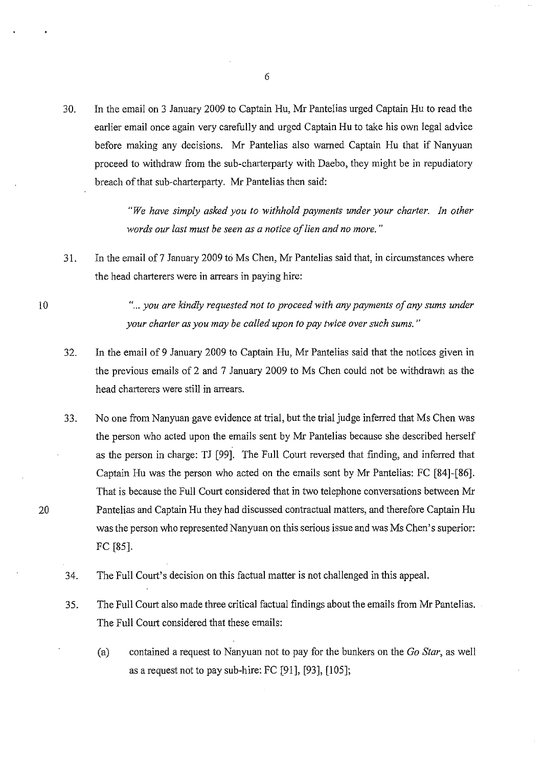30. In the email on 3 January 2009 to Captain Hu, Mr Pantelias urged Captain Hu to read the earlier email once again very carefully and urged Captain Hu to take his own legal advice before making any decisions. Mr Pantelias also warned Captain Hu that if Nanyuan proceed to withdraw from the sub-charterparty with Daebo, they might be in repudiatory breach of that sub-charterparty. Mr Pantelias then said:

   > *"We have simply asked you to withhold payments under your charter. In other words our last must be seen as a notice of lien and no more."*

31. In the email of 7 January 2009 to Ms Chen, Mr Pantelias said that, in circumstances where the head charterers were in arrears in paying hire:

   > *"... you are kindly requested not to proceed with any payments of any sums under your charter as you may be called upon to pay twice over such sums."*

32. In the email of 9 January 2009 to Captain Hu, Mr Pantelias said that the notices given in the previous emails of 2 and 7 January 2009 to Ms Chen could not be withdrawn as the head charterers were still in arrears.

33. No one from Nanyuan gave evidence at trial, but the trial judge inferred that Ms Chen was the person who acted upon the emails sent by Mr Pantelias because she described herself as the person in charge: TJ [99]. The Full Court reversed that finding, and inferred that Captain Hu was the person who acted on the emails sent by Mr Pantelias: FC [84]-[86]. That is because the Full Court considered that in two telephone conversations between Mr Pantelias and Captain Hu they had discussed contractual matters, and therefore Captain Hu was the person who represented Nanyuan on this serious issue and was Ms Chen's superior: FC [85].

34. The Full Court's decision on this factual matter is not challenged in this appeal.

35. The Full Court also made three critical factual findings about the emails from Mr Pantelias. The Full Court considered that these emails:

    (a) contained a request to Nanyuan not to pay for the bunkers on the *Go Star*, as well as a request not to pay sub-hire: FC [91], [93], [105];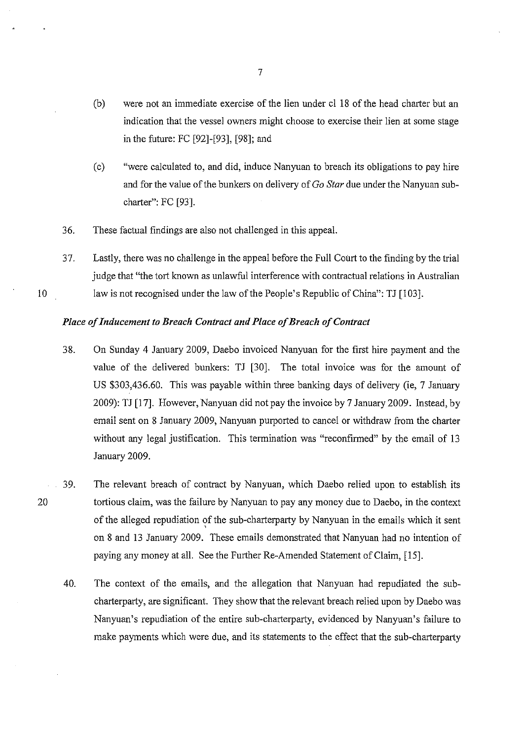(b) were not an immediate exercise of the lien under cl 18 of the head charter but an indication that the vessel owners might choose to exercise their lien at some stage in the future: FC [92]-[93], [98]; and

(c) "were calculated to, and did, induce Nanyuan to breach its obligations to pay hire and for the value of the bunkers on delivery of *Go Star* due under the Nanyuan sub-charter": FC [93].

36. These factual findings are also not challenged in this appeal.

37. Lastly, there was no challenge in the appeal before the Full Court to the finding by the trial judge that "the tort known as unlawful interference with contractual relations in Australian law is not recognised under the law of the People's Republic of China": TJ [103].

### *Place of Inducement to Breach Contract and Place of Breach of Contract*

38. On Sunday 4 January 2009, Daebo invoiced Nanyuan for the first hire payment and the value of the delivered bunkers: TJ [30]. The total invoice was for the amount of US $303,436.60. This was payable within three banking days of delivery (ie, 7 January 2009): TJ [17]. However, Nanyuan did not pay the invoice by 7 January 2009. Instead, by email sent on 8 January 2009, Nanyuan purported to cancel or withdraw from the charter without any legal justification. This termination was "reconfirmed" by the email of 13 January 2009.

39. The relevant breach of contract by Nanyuan, which Daebo relied upon to establish its tortious claim, was the failure by Nanyuan to pay any money due to Daebo, in the context of the alleged repudiation of the sub-charterparty by Nanyuan in the emails which it sent on 8 and 13 January 2009. These emails demonstrated that Nanyuan had no intention of paying any money at all. See the Further Re-Amended Statement of Claim, [15].

40. The context of the emails, and the allegation that Nanyuan had repudiated the sub-charterparty, are significant. They show that the relevant breach relied upon by Daebo was Nanyuan's repudiation of the entire sub-charterparty, evidenced by Nanyuan's failure to make payments which were due, and its statements to the effect that the sub-charterparty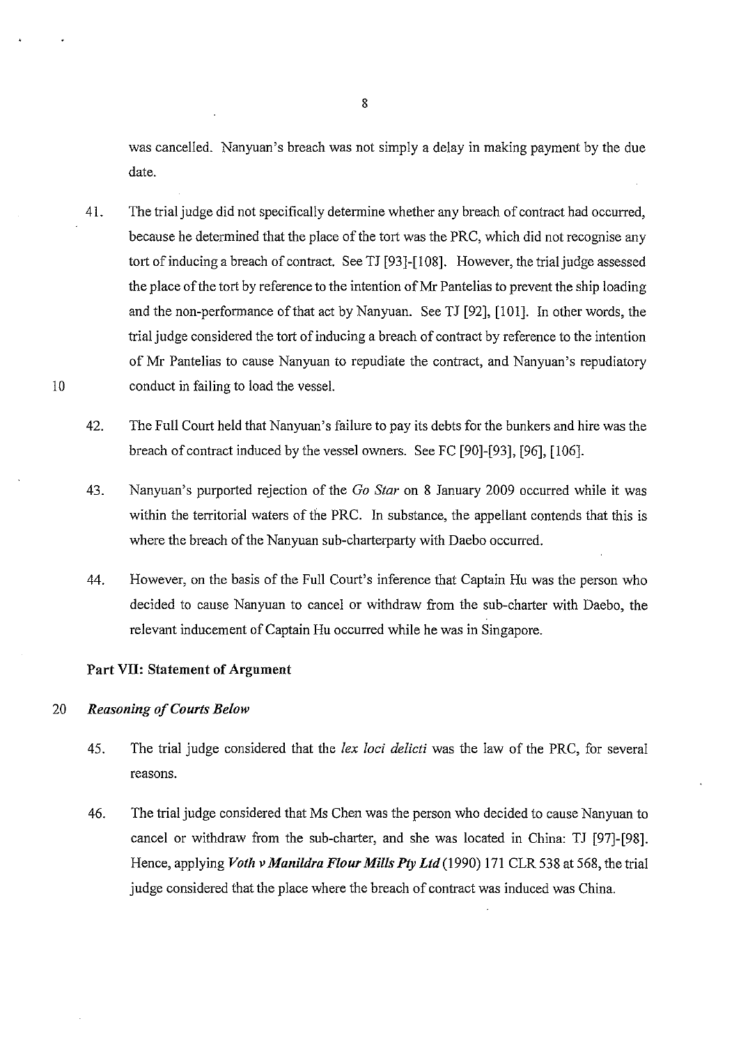was cancelled. Nanyuan's breach was not simply a delay in making payment by the due date.

41. The trial judge did not specifically determine whether any breach of contract had occurred, because he determined that the place of the tort was the PRC, which did not recognise any tort of inducing a breach of contract. See TJ [93]-[108]. However, the trial judge assessed the place of the tort by reference to the intention of Mr Pantelias to prevent the ship loading and the non-performance of that act by Nanyuan. See TJ [92], [101]. In other words, the trial judge considered the tort of inducing a breach of contract by reference to the intention of Mr Pantelias to cause Nanyuan to repudiate the contract, and Nanyuan's repudiatory conduct in failing to load the vessel.

42. The Full Court held that Nanyuan's failure to pay its debts for the bunkers and hire was the breach of contract induced by the vessel owners. See FC [90]-[93], [96], [106].

43. Nanyuan's purported rejection of the *Go Star* on 8 January 2009 occurred while it was within the territorial waters of the PRC. In substance, the appellant contends that this is where the breach of the Nanyuan sub-charterparty with Daebo occurred.

44. However, on the basis of the Full Court's inference that Captain Hu was the person who decided to cause Nanyuan to cancel or withdraw from the sub-charter with Daebo, the relevant inducement of Captain Hu occurred while he was in Singapore.

**Part VII: Statement of Argument**

***Reasoning of Courts Below***

45. The trial judge considered that the *lex loci delicti* was the law of the PRC, for several reasons.

46. The trial judge considered that Ms Chen was the person who decided to cause Nanyuan to cancel or withdraw from the sub-charter, and she was located in China: TJ [97]-[98]. Hence, applying ***Voth v Manildra Flour Mills Pty Ltd*** (1990) 171 CLR 538 at 568, the trial judge considered that the place where the breach of contract was induced was China.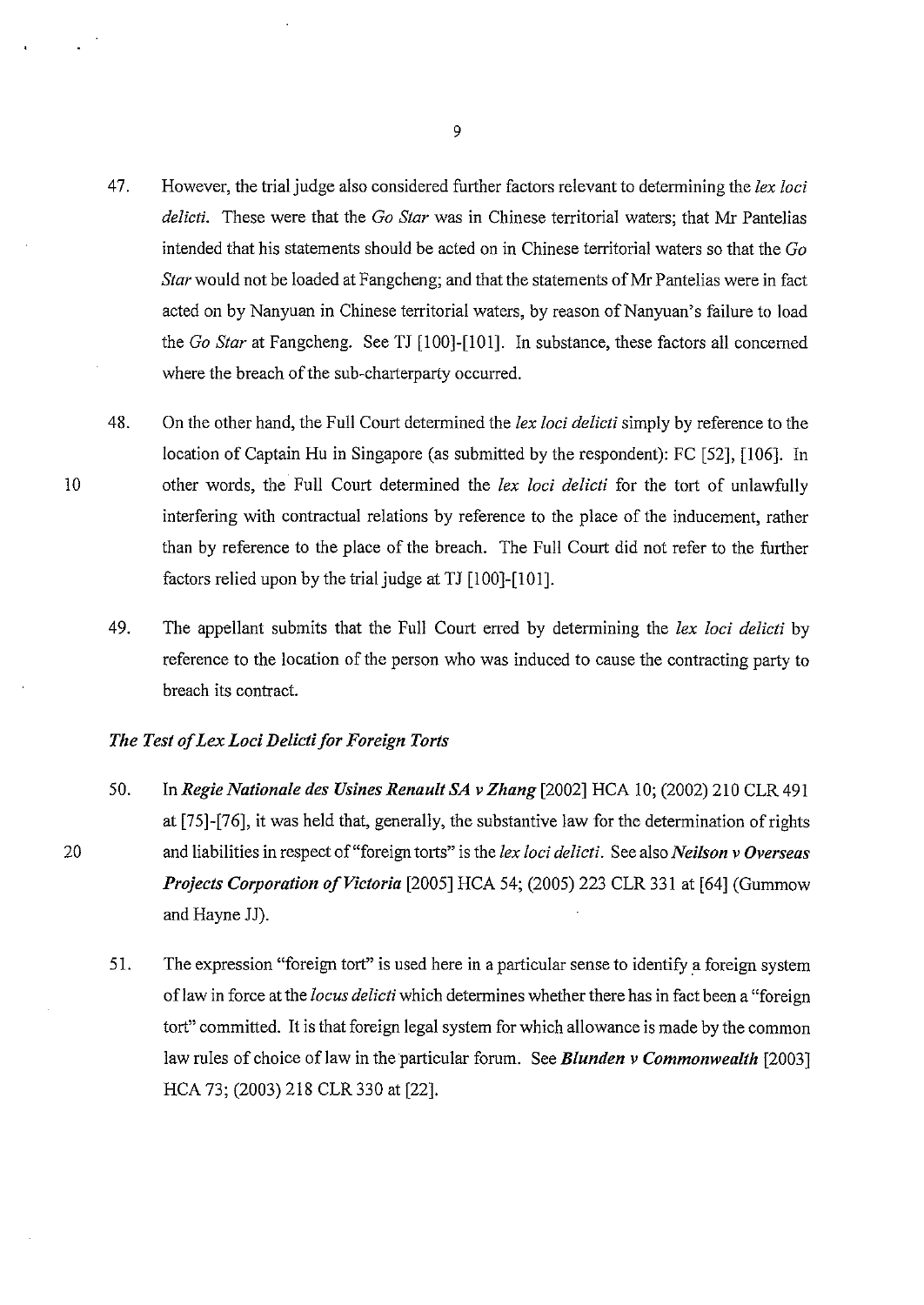47. However, the trial judge also considered further factors relevant to determining the *lex loci delicti*. These were that the *Go Star* was in Chinese territorial waters; that Mr Pantelias intended that his statements should be acted on in Chinese territorial waters so that the *Go Star* would not be loaded at Fangcheng; and that the statements of Mr Pantelias were in fact acted on by Nanyuan in Chinese territorial waters, by reason of Nanyuan's failure to load the *Go Star* at Fangcheng. See TJ [100]-[101]. In substance, these factors all concerned where the breach of the sub-charterparty occurred.

48. On the other hand, the Full Court determined the *lex loci delicti* simply by reference to the location of Captain Hu in Singapore (as submitted by the respondent): FC [52], [106]. In other words, the Full Court determined the *lex loci delicti* for the tort of unlawfully interfering with contractual relations by reference to the place of the inducement, rather than by reference to the place of the breach. The Full Court did not refer to the further factors relied upon by the trial judge at TJ [100]-[101].

49. The appellant submits that the Full Court erred by determining the *lex loci delicti* by reference to the location of the person who was induced to cause the contracting party to breach its contract.

### *The Test of Lex Loci Delicti for Foreign Torts*

50. In ***Regie Nationale des Usines Renault SA v Zhang*** [2002] HCA 10; (2002) 210 CLR 491 at [75]-[76], it was held that, generally, the substantive law for the determination of rights and liabilities in respect of "foreign torts" is the *lex loci delicti*. See also ***Neilson v Overseas Projects Corporation of Victoria*** [2005] HCA 54; (2005) 223 CLR 331 at [64] (Gummow and Hayne JJ).

51. The expression "foreign tort" is used here in a particular sense to identify a foreign system of law in force at the *locus delicti* which determines whether there has in fact been a "foreign tort" committed. It is that foreign legal system for which allowance is made by the common law rules of choice of law in the particular forum. See ***Blunden v Commonwealth*** [2003] HCA 73; (2003) 218 CLR 330 at [22].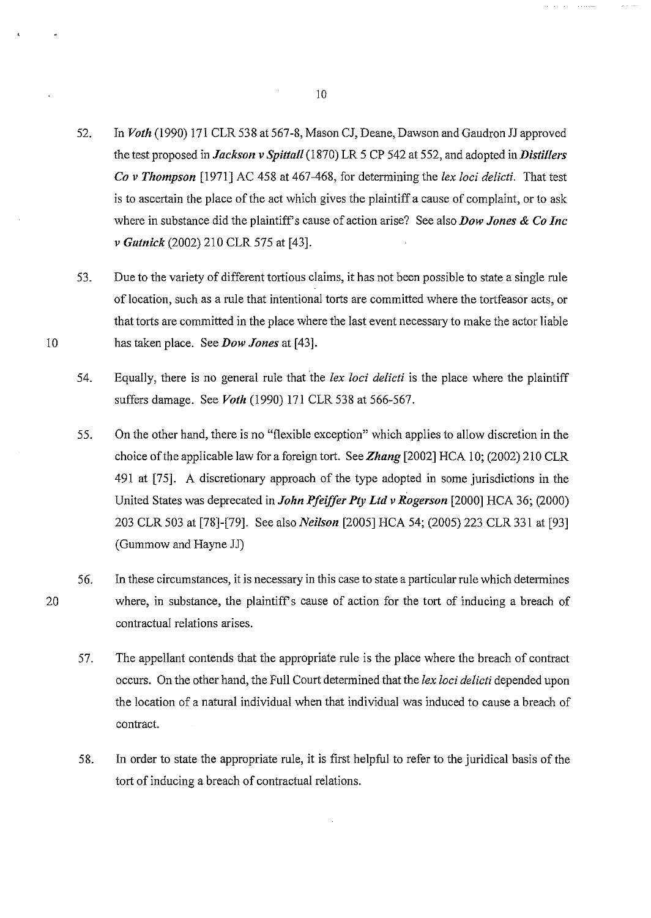52. In ***Voth*** (1990) 171 CLR 538 at 567-8, Mason CJ, Deane, Dawson and Gaudron JJ approved the test proposed in ***Jackson v Spittall*** (1870) LR 5 CP 542 at 552, and adopted in ***Distillers Co v Thompson*** [1971] AC 458 at 467-468, for determining the *lex loci delicti*. That test is to ascertain the place of the act which gives the plaintiff a cause of complaint, or to ask where in substance did the plaintiff's cause of action arise? See also ***Dow Jones & Co Inc v Gutnick*** (2002) 210 CLR 575 at [43].

53. Due to the variety of different tortious claims, it has not been possible to state a single rule of location, such as a rule that intentional torts are committed where the tortfeasor acts, or that torts are committed in the place where the last event necessary to make the actor liable has taken place. See ***Dow Jones*** at [43].

54. Equally, there is no general rule that the *lex loci delicti* is the place where the plaintiff suffers damage. See ***Voth*** (1990) 171 CLR 538 at 566-567.

55. On the other hand, there is no "flexible exception" which applies to allow discretion in the choice of the applicable law for a foreign tort. See ***Zhang*** [2002] HCA 10; (2002) 210 CLR 491 at [75]. A discretionary approach of the type adopted in some jurisdictions in the United States was deprecated in ***John Pfeiffer Pty Ltd v Rogerson*** [2000] HCA 36; (2000) 203 CLR 503 at [78]-[79]. See also ***Neilson*** [2005] HCA 54; (2005) 223 CLR 331 at [93] (Gummow and Hayne JJ)

56. In these circumstances, it is necessary in this case to state a particular rule which determines where, in substance, the plaintiff's cause of action for the tort of inducing a breach of contractual relations arises.

57. The appellant contends that the appropriate rule is the place where the breach of contract occurs. On the other hand, the Full Court determined that the *lex loci delicti* depended upon the location of a natural individual when that individual was induced to cause a breach of contract.

58. In order to state the appropriate rule, it is first helpful to refer to the juridical basis of the tort of inducing a breach of contractual relations.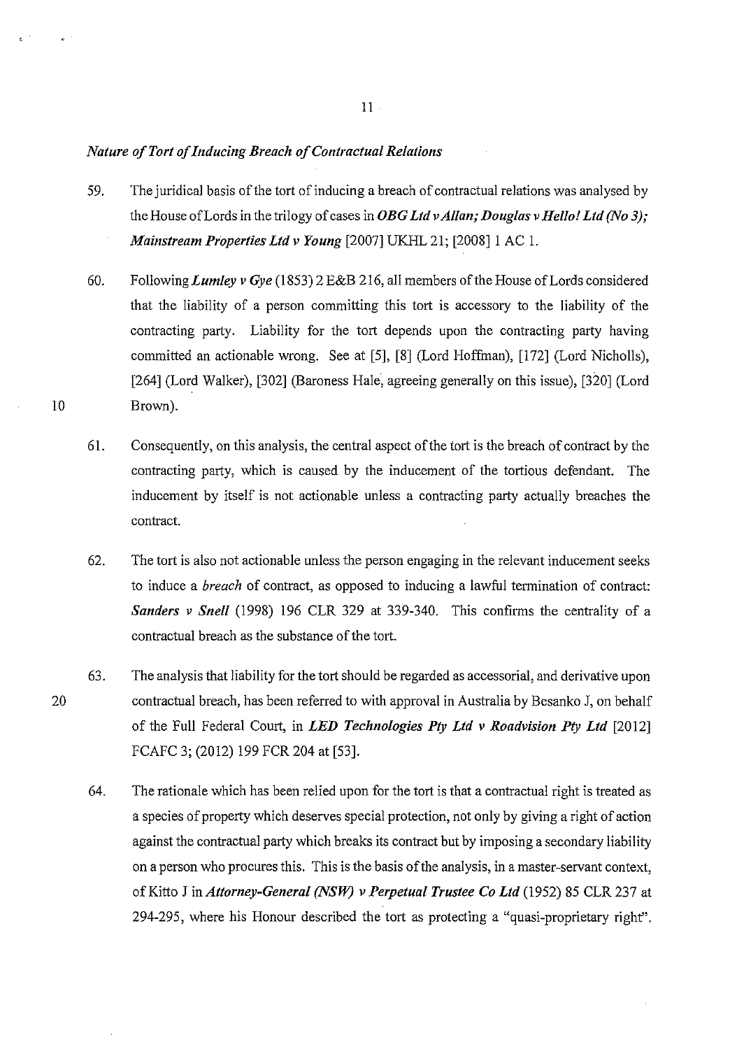*Nature of Tort of Inducing Breach of Contractual Relations*

59. The juridical basis of the tort of inducing a breach of contractual relations was analysed by the House of Lords in the trilogy of cases in ***OBG Ltd v Allan; Douglas v Hello! Ltd (No 3); Mainstream Properties Ltd v Young*** [2007] UKHL 21; [2008] 1 AC 1.

60. Following ***Lumley v Gye*** (1853) 2 E&B 216, all members of the House of Lords considered that the liability of a person committing this tort is accessory to the liability of the contracting party. Liability for the tort depends upon the contracting party having committed an actionable wrong. See at [5], [8] (Lord Hoffman), [172] (Lord Nicholls), [264] (Lord Walker), [302] (Baroness Hale, agreeing generally on this issue), [320] (Lord Brown).

61. Consequently, on this analysis, the central aspect of the tort is the breach of contract by the contracting party, which is caused by the inducement of the tortious defendant. The inducement by itself is not actionable unless a contracting party actually breaches the contract.

62. The tort is also not actionable unless the person engaging in the relevant inducement seeks to induce a *breach* of contract, as opposed to inducing a lawful termination of contract: ***Sanders v Snell*** (1998) 196 CLR 329 at 339-340. This confirms the centrality of a contractual breach as the substance of the tort.

63. The analysis that liability for the tort should be regarded as accessorial, and derivative upon contractual breach, has been referred to with approval in Australia by Besanko J, on behalf of the Full Federal Court, in ***LED Technologies Pty Ltd v Roadvision Pty Ltd*** [2012] FCAFC 3; (2012) 199 FCR 204 at [53].

64. The rationale which has been relied upon for the tort is that a contractual right is treated as a species of property which deserves special protection, not only by giving a right of action against the contractual party which breaks its contract but by imposing a secondary liability on a person who procures this. This is the basis of the analysis, in a master-servant context, of Kitto J in *Attorney-General (NSW) v Perpetual Trustee Co Ltd* (1952) 85 CLR 237 at 294-295, where his Honour described the tort as protecting a "quasi-proprietary right".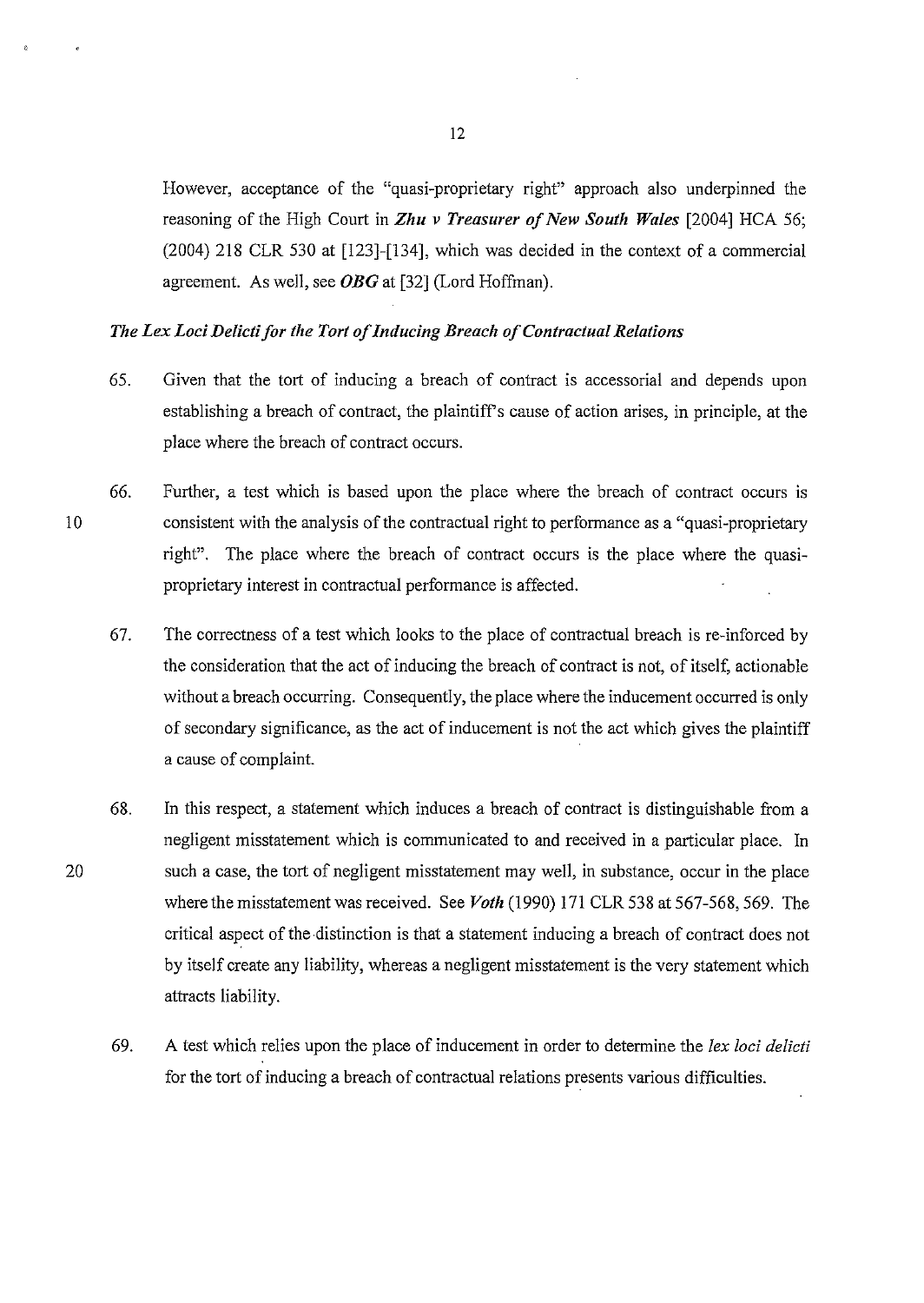However, acceptance of the "quasi-proprietary right" approach also underpinned the reasoning of the High Court in ***Zhu v Treasurer of New South Wales*** [2004] HCA 56; (2004) 218 CLR 530 at [123]-[134], which was decided in the context of a commercial agreement. As well, see ***OBG*** at [32] (Lord Hoffman).

### *The Lex Loci Delicti for the Tort of Inducing Breach of Contractual Relations*

65. Given that the tort of inducing a breach of contract is accessorial and depends upon establishing a breach of contract, the plaintiff's cause of action arises, in principle, at the place where the breach of contract occurs.

66. Further, a test which is based upon the place where the breach of contract occurs is consistent with the analysis of the contractual right to performance as a "quasi-proprietary right". The place where the breach of contract occurs is the place where the quasi-proprietary interest in contractual performance is affected.

67. The correctness of a test which looks to the place of contractual breach is re-inforced by the consideration that the act of inducing the breach of contract is not, of itself, actionable without a breach occurring. Consequently, the place where the inducement occurred is only of secondary significance, as the act of inducement is not the act which gives the plaintiff a cause of complaint.

68. In this respect, a statement which induces a breach of contract is distinguishable from a negligent misstatement which is communicated to and received in a particular place. In such a case, the tort of negligent misstatement may well, in substance, occur in the place where the misstatement was received. See ***Voth*** (1990) 171 CLR 538 at 567-568, 569. The critical aspect of the distinction is that a statement inducing a breach of contract does not by itself create any liability, whereas a negligent misstatement is the very statement which attracts liability.

69. A test which relies upon the place of inducement in order to determine the *lex loci delicti* for the tort of inducing a breach of contractual relations presents various difficulties.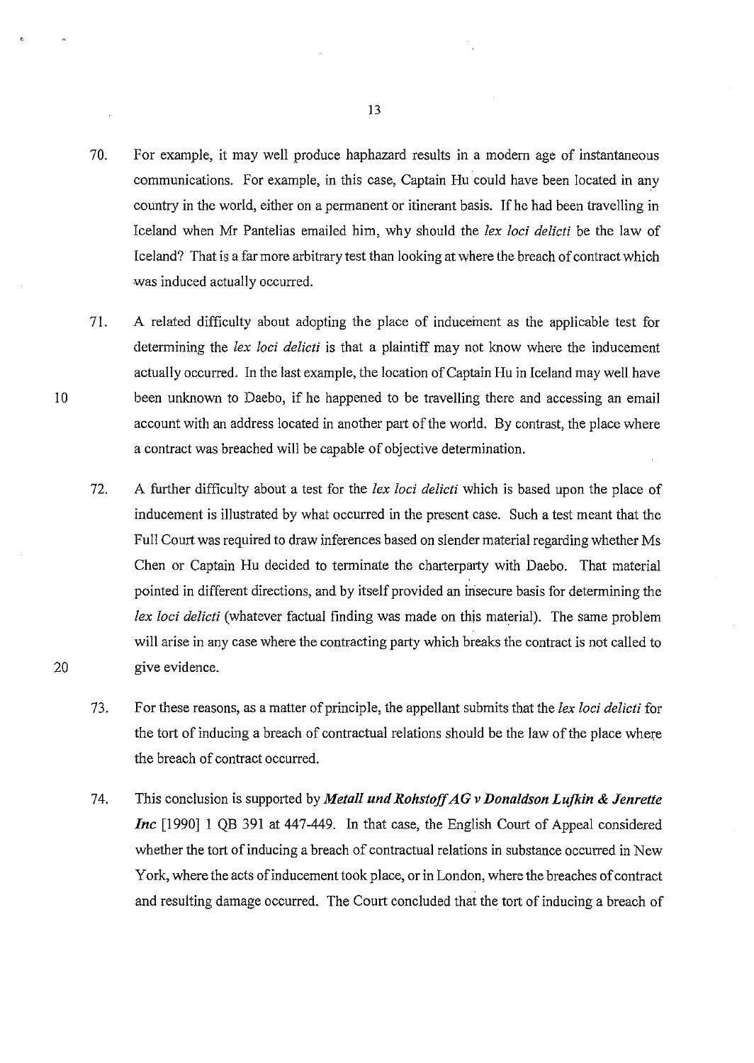70. For example, it may well produce haphazard results in a modern age of instantaneous communications. For example, in this case, Captain Hu could have been located in any country in the world, either on a permanent or itinerant basis. If he had been travelling in Iceland when Mr Pantelias emailed him, why should the *lex loci delicti* be the law of Iceland? That is a far more arbitrary test than looking at where the breach of contract which was induced actually occurred.

71. A related difficulty about adopting the place of inducement as the applicable test for determining the *lex loci delicti* is that a plaintiff may not know where the inducement actually occurred. In the last example, the location of Captain Hu in Iceland may well have been unknown to Daebo, if he happened to be travelling there and accessing an email account with an address located in another part of the world. By contrast, the place where a contract was breached will be capable of objective determination.

72. A further difficulty about a test for the *lex loci delicti* which is based upon the place of inducement is illustrated by what occurred in the present case. Such a test meant that the Full Court was required to draw inferences based on slender material regarding whether Ms Chen or Captain Hu decided to terminate the charterparty with Daebo. That material pointed in different directions, and by itself provided an insecure basis for determining the *lex loci delicti* (whatever factual finding was made on this material). The same problem will arise in any case where the contracting party which breaks the contract is not called to give evidence.

73. For these reasons, as a matter of principle, the appellant submits that the *lex loci delicti* for the tort of inducing a breach of contractual relations should be the law of the place where the breach of contract occurred.

74. This conclusion is supported by ***Metall und Rohstoff AG v Donaldson Lufkin & Jenrette Inc*** [1990] 1 QB 391 at 447-449. In that case, the English Court of Appeal considered whether the tort of inducing a breach of contractual relations in substance occurred in New York, where the acts of inducement took place, or in London, where the breaches of contract and resulting damage occurred. The Court concluded that the tort of inducing a breach of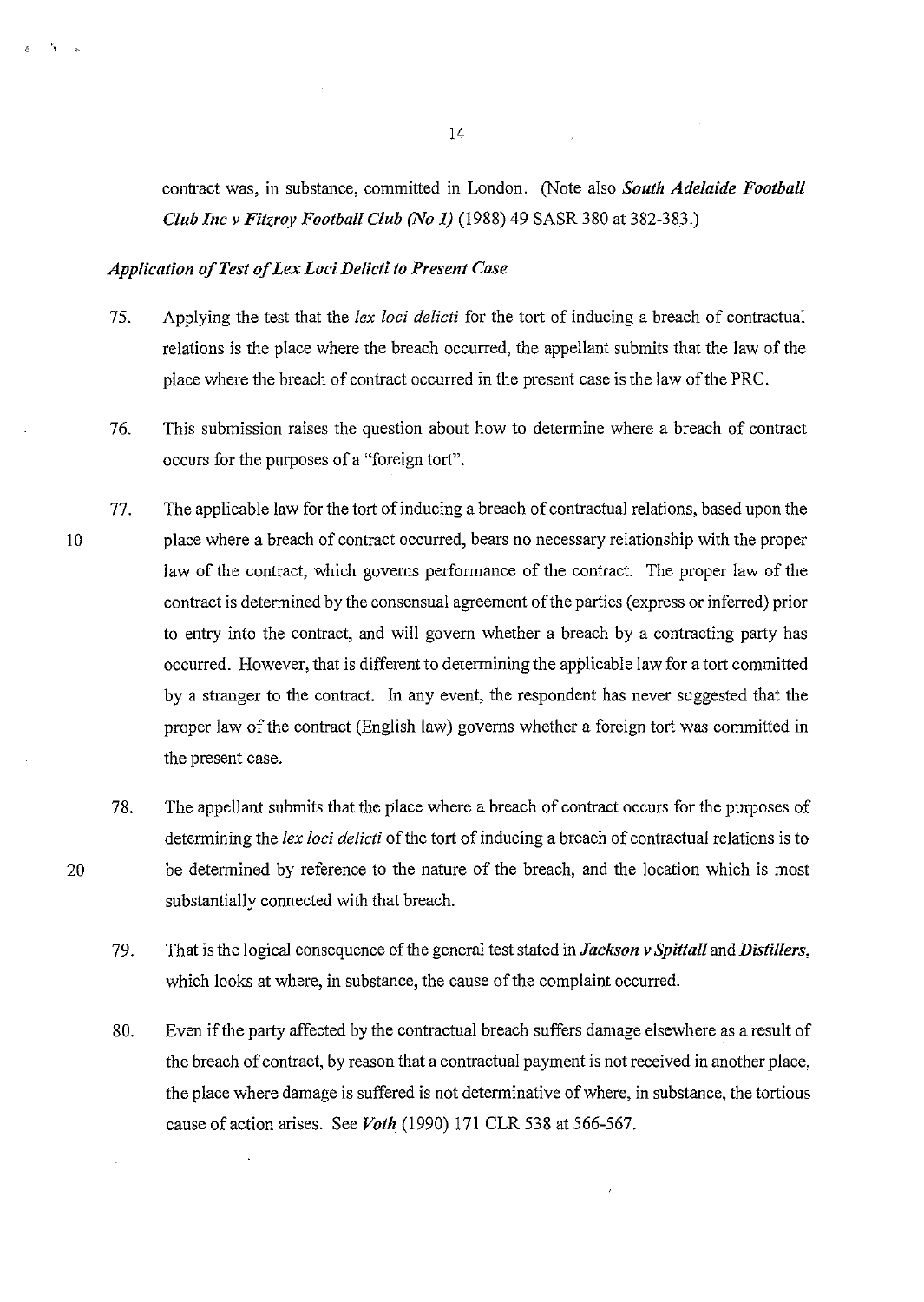contract was, in substance, committed in London. (Note also ***South Adelaide Football Club Inc v Fitzroy Football Club (No 1)*** (1988) 49 SASR 380 at 382-383.)

### *Application of Test of Lex Loci Delicti to Present Case*

75. Applying the test that the *lex loci delicti* for the tort of inducing a breach of contractual relations is the place where the breach occurred, the appellant submits that the law of the place where the breach of contract occurred in the present case is the law of the PRC.

76. This submission raises the question about how to determine where a breach of contract occurs for the purposes of a "foreign tort".

77. The applicable law for the tort of inducing a breach of contractual relations, based upon the place where a breach of contract occurred, bears no necessary relationship with the proper law of the contract, which governs performance of the contract. The proper law of the contract is determined by the consensual agreement of the parties (express or inferred) prior to entry into the contract, and will govern whether a breach by a contracting party has occurred. However, that is different to determining the applicable law for a tort committed by a stranger to the contract. In any event, the respondent has never suggested that the proper law of the contract (English law) governs whether a foreign tort was committed in the present case.

78. The appellant submits that the place where a breach of contract occurs for the purposes of determining the *lex loci delicti* of the tort of inducing a breach of contractual relations is to be determined by reference to the nature of the breach, and the location which is most substantially connected with that breach.

79. That is the logical consequence of the general test stated in ***Jackson v Spittall*** and ***Distillers***, which looks at where, in substance, the cause of the complaint occurred.

80. Even if the party affected by the contractual breach suffers damage elsewhere as a result of the breach of contract, by reason that a contractual payment is not received in another place, the place where damage is suffered is not determinative of where, in substance, the tortious cause of action arises. See ***Voth*** (1990) 171 CLR 538 at 566-567.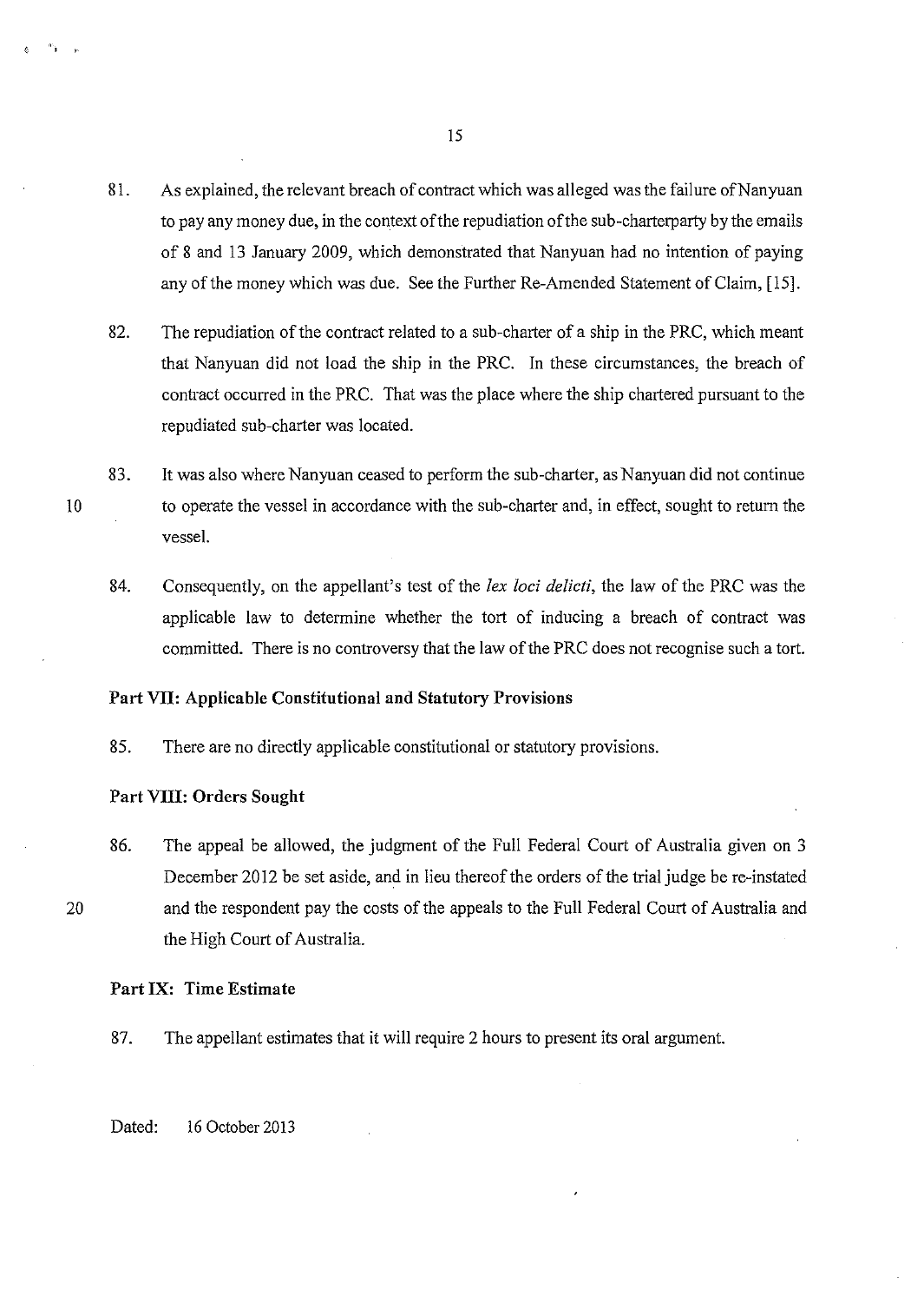81. As explained, the relevant breach of contract which was alleged was the failure of Nanyuan to pay any money due, in the context of the repudiation of the sub-charterparty by the emails of 8 and 13 January 2009, which demonstrated that Nanyuan had no intention of paying any of the money which was due. See the Further Re-Amended Statement of Claim, [15].

82. The repudiation of the contract related to a sub-charter of a ship in the PRC, which meant that Nanyuan did not load the ship in the PRC. In these circumstances, the breach of contract occurred in the PRC. That was the place where the ship chartered pursuant to the repudiated sub-charter was located.

83. It was also where Nanyuan ceased to perform the sub-charter, as Nanyuan did not continue to operate the vessel in accordance with the sub-charter and, in effect, sought to return the vessel.

84. Consequently, on the appellant's test of the *lex loci delicti*, the law of the PRC was the applicable law to determine whether the tort of inducing a breach of contract was committed. There is no controversy that the law of the PRC does not recognise such a tort.

### Part VII: Applicable Constitutional and Statutory Provisions

85. There are no directly applicable constitutional or statutory provisions.

### Part VIII: Orders Sought

86. The appeal be allowed, the judgment of the Full Federal Court of Australia given on 3 December 2012 be set aside, and in lieu thereof the orders of the trial judge be re-instated and the respondent pay the costs of the appeals to the Full Federal Court of Australia and the High Court of Australia.

### Part IX: Time Estimate

87. The appellant estimates that it will require 2 hours to present its oral argument.

Dated: 16 October 2013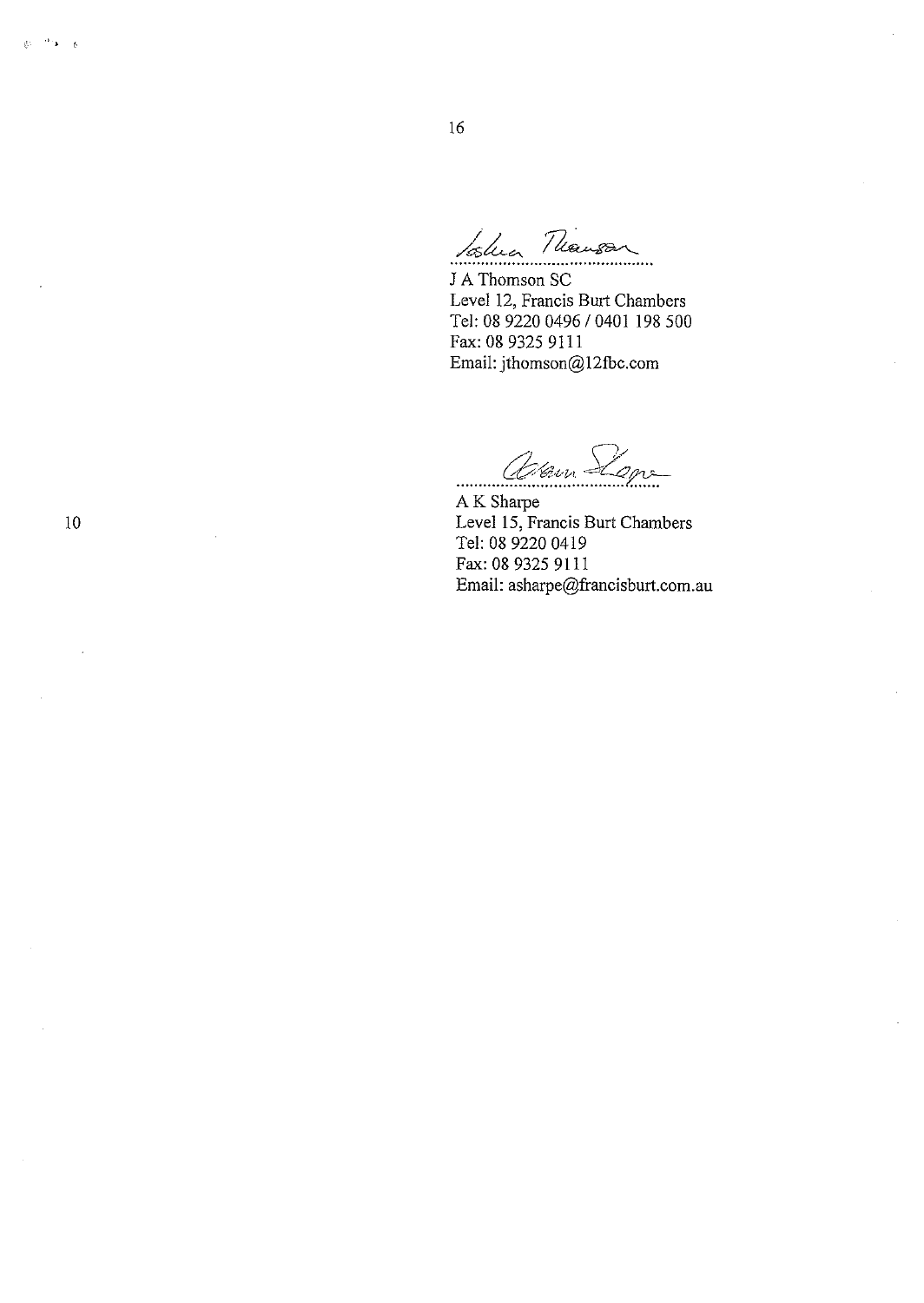J A Thomson SC
Level 12, Francis Burt Chambers
Tel: 08 9220 0496 / 0401 198 500
Fax: 08 9325 9111
Email: jthomson@12fbc.com

A K Sharpe
Level 15, Francis Burt Chambers
Tel: 08 9220 0419
Fax: 08 9325 9111
Email: asharpe@francisburt.com.au